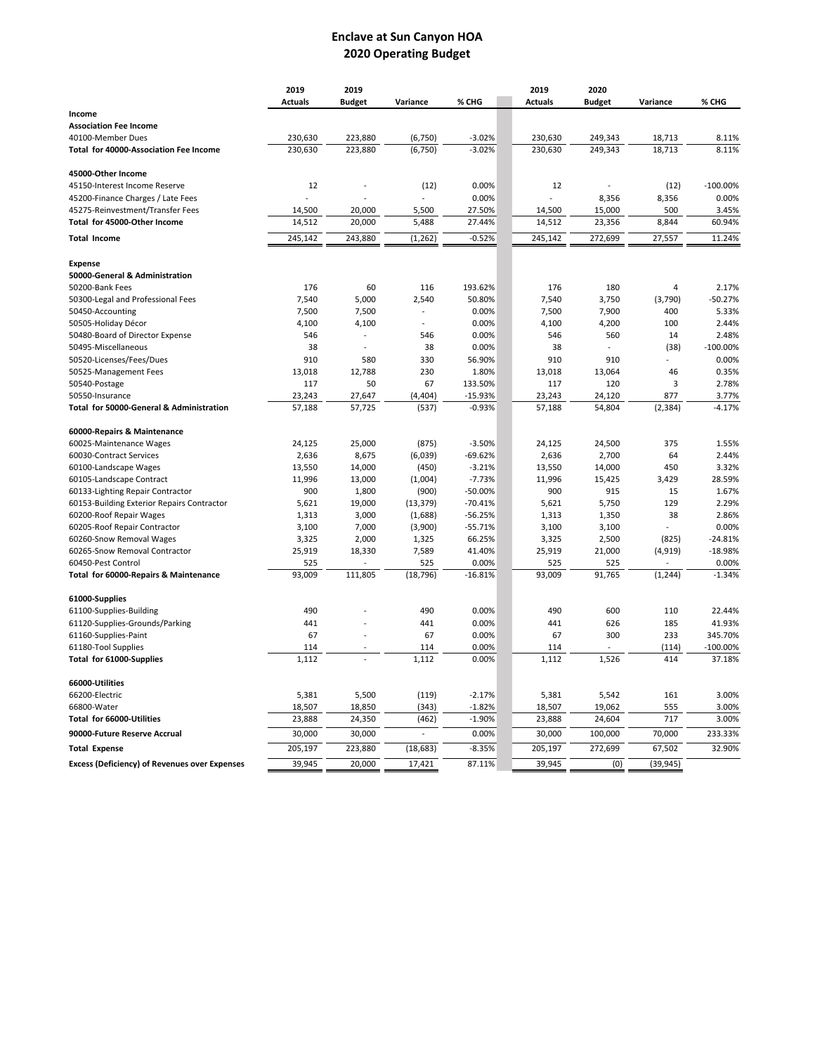# Enclave at Sun Canyon HOA
## 2020 Operating Budget

| | 2019 Actuals | 2019 Budget | Variance | % CHG | 2019 Actuals | 2020 Budget | Variance | % CHG |
|---|---|---|---|---|---|---|---|---|
| **Income** | | | | | | | | |
| **Association Fee Income** | | | | | | | | |
| 40100-Member Dues | 230,630 | 223,880 | (6,750) | -3.02% | 230,630 | 249,343 | 18,713 | 8.11% |
| **Total for 40000-Association Fee Income** | 230,630 | 223,880 | (6,750) | -3.02% | 230,630 | 249,343 | 18,713 | 8.11% |
| **45000-Other Income** | | | | | | | | |
| 45150-Interest Income Reserve | 12 | - | (12) | 0.00% | 12 | - | (12) | -100.00% |
| 45200-Finance Charges / Late Fees | - | - | - | 0.00% | - | 8,356 | 8,356 | 0.00% |
| 45275-Reinvestment/Transfer Fees | 14,500 | 20,000 | 5,500 | 27.50% | 14,500 | 15,000 | 500 | 3.45% |
| **Total for 45000-Other Income** | 14,512 | 20,000 | 5,488 | 27.44% | 14,512 | 23,356 | 8,844 | 60.94% |
| **Total Income** | 245,142 | 243,880 | (1,262) | -0.52% | 245,142 | 272,699 | 27,557 | 11.24% |
| **Expense** | | | | | | | | |
| **50000-General & Administration** | | | | | | | | |
| 50200-Bank Fees | 176 | 60 | 116 | 193.62% | 176 | 180 | 4 | 2.17% |
| 50300-Legal and Professional Fees | 7,540 | 5,000 | 2,540 | 50.80% | 7,540 | 3,750 | (3,790) | -50.27% |
| 50450-Accounting | 7,500 | 7,500 | - | 0.00% | 7,500 | 7,900 | 400 | 5.33% |
| 50505-Holiday Décor | 4,100 | 4,100 | - | 0.00% | 4,100 | 4,200 | 100 | 2.44% |
| 50480-Board of Director Expense | 546 | - | 546 | 0.00% | 546 | 560 | 14 | 2.48% |
| 50495-Miscellaneous | 38 | - | 38 | 0.00% | 38 | - | (38) | -100.00% |
| 50520-Licenses/Fees/Dues | 910 | 580 | 330 | 56.90% | 910 | 910 | - | 0.00% |
| 50525-Management Fees | 13,018 | 12,788 | 230 | 1.80% | 13,018 | 13,064 | 46 | 0.35% |
| 50540-Postage | 117 | 50 | 67 | 133.50% | 117 | 120 | 3 | 2.78% |
| 50550-Insurance | 23,243 | 27,647 | (4,404) | -15.93% | 23,243 | 24,120 | 877 | 3.77% |
| **Total for 50000-General & Administration** | 57,188 | 57,725 | (537) | -0.93% | 57,188 | 54,804 | (2,384) | -4.17% |
| **60000-Repairs & Maintenance** | | | | | | | | |
| 60025-Maintenance Wages | 24,125 | 25,000 | (875) | -3.50% | 24,125 | 24,500 | 375 | 1.55% |
| 60030-Contract Services | 2,636 | 8,675 | (6,039) | -69.62% | 2,636 | 2,700 | 64 | 2.44% |
| 60100-Landscape Wages | 13,550 | 14,000 | (450) | -3.21% | 13,550 | 14,000 | 450 | 3.32% |
| 60105-Landscape Contract | 11,996 | 13,000 | (1,004) | -7.73% | 11,996 | 15,425 | 3,429 | 28.59% |
| 60133-Lighting Repair Contractor | 900 | 1,800 | (900) | -50.00% | 900 | 915 | 15 | 1.67% |
| 60153-Building Exterior Repairs Contractor | 5,621 | 19,000 | (13,379) | -70.41% | 5,621 | 5,750 | 129 | 2.29% |
| 60200-Roof Repair Wages | 1,313 | 3,000 | (1,688) | -56.25% | 1,313 | 1,350 | 38 | 2.86% |
| 60205-Roof Repair Contractor | 3,100 | 7,000 | (3,900) | -55.71% | 3,100 | 3,100 | - | 0.00% |
| 60260-Snow Removal Wages | 3,325 | 2,000 | 1,325 | 66.25% | 3,325 | 2,500 | (825) | -24.81% |
| 60265-Snow Removal Contractor | 25,919 | 18,330 | 7,589 | 41.40% | 25,919 | 21,000 | (4,919) | -18.98% |
| 60450-Pest Control | 525 | - | 525 | 0.00% | 525 | 525 | - | 0.00% |
| **Total for 60000-Repairs & Maintenance** | 93,009 | 111,805 | (18,796) | -16.81% | 93,009 | 91,765 | (1,244) | -1.34% |
| **61000-Supplies** | | | | | | | | |
| 61100-Supplies-Building | 490 | - | 490 | 0.00% | 490 | 600 | 110 | 22.44% |
| 61120-Supplies-Grounds/Parking | 441 | - | 441 | 0.00% | 441 | 626 | 185 | 41.93% |
| 61160-Supplies-Paint | 67 | - | 67 | 0.00% | 67 | 300 | 233 | 345.70% |
| 61180-Tool Supplies | 114 | - | 114 | 0.00% | 114 | - | (114) | -100.00% |
| **Total for 61000-Supplies** | 1,112 | - | 1,112 | 0.00% | 1,112 | 1,526 | 414 | 37.18% |
| **66000-Utilities** | | | | | | | | |
| 66200-Electric | 5,381 | 5,500 | (119) | -2.17% | 5,381 | 5,542 | 161 | 3.00% |
| 66800-Water | 18,507 | 18,850 | (343) | -1.82% | 18,507 | 19,062 | 555 | 3.00% |
| **Total for 66000-Utilities** | 23,888 | 24,350 | (462) | -1.90% | 23,888 | 24,604 | 717 | 3.00% |
| **90000-Future Reserve Accrual** | 30,000 | 30,000 | - | 0.00% | 30,000 | 100,000 | 70,000 | 233.33% |
| **Total Expense** | 205,197 | 223,880 | (18,683) | -8.35% | 205,197 | 272,699 | 67,502 | 32.90% |
| **Excess (Deficiency) of Revenues over Expenses** | 39,945 | 20,000 | 17,421 | 87.11% | 39,945 | (0) | (39,945) | |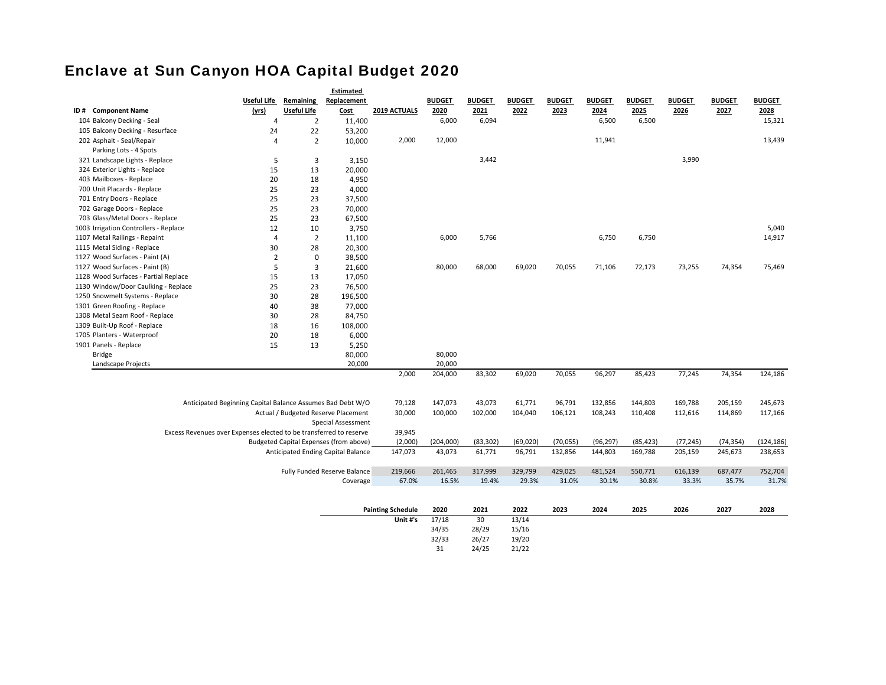# Enclave at Sun Canyon HOA Capital Budget 2020

| ID # | Component Name | Useful Life (yrs) | Remaining Useful Life | Estimated Replacement Cost | 2019 ACTUALS | BUDGET 2020 | BUDGET 2021 | BUDGET 2022 | BUDGET 2023 | BUDGET 2024 | BUDGET 2025 | BUDGET 2026 | BUDGET 2027 | BUDGET 2028 |
|---|---|---|---|---|---|---|---|---|---|---|---|---|---|---|
| 104 | Balcony Decking - Seal | 4 | 2 | 11,400 | | 6,000 | 6,094 | | | 6,500 | 6,500 | | | 15,321 |
| 105 | Balcony Decking - Resurface | 24 | 22 | 53,200 | | | | | | | | | | |
| 202 | Asphalt - Seal/Repair | 4 | 2 | 10,000 | 2,000 | 12,000 | | | | 11,941 | | | | 13,439 |
| | Parking Lots - 4 Spots | | | | | | | | | | | | | |
| 321 | Landscape Lights - Replace | 5 | 3 | 3,150 | | | 3,442 | | | | | 3,990 | | |
| 324 | Exterior Lights - Replace | 15 | 13 | 20,000 | | | | | | | | | | |
| 403 | Mailboxes - Replace | 20 | 18 | 4,950 | | | | | | | | | | |
| 700 | Unit Placards - Replace | 25 | 23 | 4,000 | | | | | | | | | | |
| 701 | Entry Doors - Replace | 25 | 23 | 37,500 | | | | | | | | | | |
| 702 | Garage Doors - Replace | 25 | 23 | 70,000 | | | | | | | | | | |
| 703 | Glass/Metal Doors - Replace | 25 | 23 | 67,500 | | | | | | | | | | |
| 1003 | Irrigation Controllers - Replace | 12 | 10 | 3,750 | | | | | | | | | | 5,040 |
| 1107 | Metal Railings - Repaint | 4 | 2 | 11,100 | | 6,000 | 5,766 | | | 6,750 | 6,750 | | | 14,917 |
| 1115 | Metal Siding - Replace | 30 | 28 | 20,300 | | | | | | | | | | |
| 1127 | Wood Surfaces - Paint (A) | 2 | 0 | 38,500 | | | | | | | | | | |
| 1127 | Wood Surfaces - Paint (B) | 5 | 3 | 21,600 | | 80,000 | 68,000 | 69,020 | 70,055 | 71,106 | 72,173 | 73,255 | 74,354 | 75,469 |
| 1128 | Wood Surfaces - Partial Replace | 15 | 13 | 17,050 | | | | | | | | | | |
| 1130 | Window/Door Caulking - Replace | 25 | 23 | 76,500 | | | | | | | | | | |
| 1250 | Snowmelt Systems - Replace | 30 | 28 | 196,500 | | | | | | | | | | |
| 1301 | Green Roofing - Replace | 40 | 38 | 77,000 | | | | | | | | | | |
| 1308 | Metal Seam Roof - Replace | 30 | 28 | 84,750 | | | | | | | | | | |
| 1309 | Built-Up Roof - Replace | 18 | 16 | 108,000 | | | | | | | | | | |
| 1705 | Planters - Waterproof | 20 | 18 | 6,000 | | | | | | | | | | |
| 1901 | Panels - Replace | 15 | 13 | 5,250 | | | | | | | | | | |
| | Bridge | | | 80,000 | | 80,000 | | | | | | | | |
| | Landscape Projects | | | 20,000 | | 20,000 | | | | | | | | |
| | | | | | 2,000 | 204,000 | 83,302 | 69,020 | 70,055 | 96,297 | 85,423 | 77,245 | 74,354 | 124,186 |

| | 2019 ACTUALS | BUDGET 2020 | BUDGET 2021 | BUDGET 2022 | BUDGET 2023 | BUDGET 2024 | BUDGET 2025 | BUDGET 2026 | BUDGET 2027 | BUDGET 2028 |
|---|---|---|---|---|---|---|---|---|---|---|
| Anticipated Beginning Capital Balance Assumes Bad Debt W/O | 79,128 | 147,073 | 43,073 | 61,771 | 96,791 | 132,856 | 144,803 | 169,788 | 205,159 | 245,673 |
| Actual / Budgeted Reserve Placement | 30,000 | 100,000 | 102,000 | 104,040 | 106,121 | 108,243 | 110,408 | 112,616 | 114,869 | 117,166 |
| Special Assessment | | | | | | | | | | |
| Excess Revenues over Expenses elected to be transferred to reserve | 39,945 | | | | | | | | | |
| Budgeted Capital Expenses (from above) | (2,000) | (204,000) | (83,302) | (69,020) | (70,055) | (96,297) | (85,423) | (77,245) | (74,354) | (124,186) |
| Anticipated Ending Capital Balance | 147,073 | 43,073 | 61,771 | 96,791 | 132,856 | 144,803 | 169,788 | 205,159 | 245,673 | 238,653 |
| Fully Funded Reserve Balance | 219,666 | 261,465 | 317,999 | 329,799 | 429,025 | 481,524 | 550,771 | 616,139 | 687,477 | 752,704 |
| Coverage | 67.0% | 16.5% | 19.4% | 29.3% | 31.0% | 30.1% | 30.8% | 33.3% | 35.7% | 31.7% |

| Painting Schedule | 2020 | 2021 | 2022 | 2023 | 2024 | 2025 | 2026 | 2027 | 2028 |
|---|---|---|---|---|---|---|---|---|---|
| Unit #'s | 17/18 | 30 | 13/14 | | | | | | |
| | 34/35 | 28/29 | 15/16 | | | | | | |
| | 32/33 | 26/27 | 19/20 | | | | | | |
| | 31 | 24/25 | 21/22 | | | | | | |